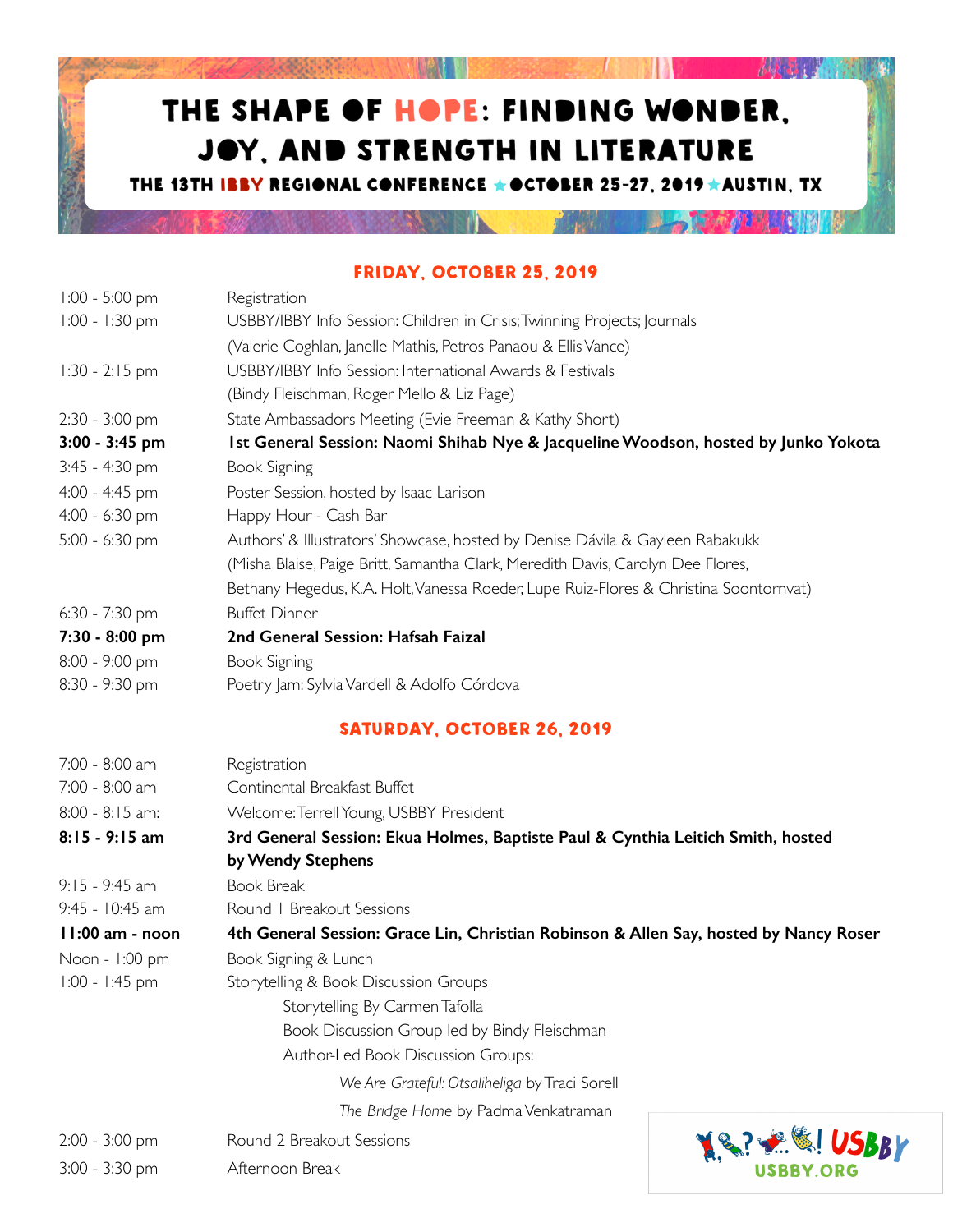# THE SHAPE OF HOPE: FINDING WONDER, JOY, AND STRENGTH IN LITERATURE

**THE 13TH IBBY REGIONAL CONFERENCE ★ OCTOBER 25-27, 2019 ★ AUSTIN, TX**

## FRIDAY, OCTOBER 25, 2019

| | |
|---|---|
| 1:00 - 5:00 pm | Registration |
| 1:00 - 1:30 pm | USBBY/IBBY Info Session: Children in Crisis; Twinning Projects; Journals (Valerie Coghlan, Janelle Mathis, Petros Panaou & Ellis Vance) |
| 1:30 - 2:15 pm | USBBY/IBBY Info Session: International Awards & Festivals (Bindy Fleischman, Roger Mello & Liz Page) |
| 2:30 - 3:00 pm | State Ambassadors Meeting (Evie Freeman & Kathy Short) |
| **3:00 - 3:45 pm** | **1st General Session: Naomi Shihab Nye & Jacqueline Woodson, hosted by Junko Yokota** |
| 3:45 - 4:30 pm | Book Signing |
| 4:00 - 4:45 pm | Poster Session, hosted by Isaac Larison |
| 4:00 - 6:30 pm | Happy Hour - Cash Bar |
| 5:00 - 6:30 pm | Authors' & Illustrators' Showcase, hosted by Denise Dávila & Gayleen Rabakukk (Misha Blaise, Paige Britt, Samantha Clark, Meredith Davis, Carolyn Dee Flores, Bethany Hegedus, K.A. Holt, Vanessa Roeder, Lupe Ruiz-Flores & Christina Soontornvat) |
| 6:30 - 7:30 pm | Buffet Dinner |
| **7:30 - 8:00 pm** | **2nd General Session: Hafsah Faizal** |
| 8:00 - 9:00 pm | Book Signing |
| 8:30 - 9:30 pm | Poetry Jam: Sylvia Vardell & Adolfo Córdova |

## SATURDAY, OCTOBER 26, 2019

| | |
|---|---|
| 7:00 - 8:00 am | Registration |
| 7:00 - 8:00 am | Continental Breakfast Buffet |
| 8:00 - 8:15 am: | Welcome: Terrell Young, USBBY President |
| **8:15 - 9:15 am** | **3rd General Session: Ekua Holmes, Baptiste Paul & Cynthia Leitich Smith, hosted by Wendy Stephens** |
| 9:15 - 9:45 am | Book Break |
| 9:45 - 10:45 am | Round 1 Breakout Sessions |
| **11:00 am - noon** | **4th General Session: Grace Lin, Christian Robinson & Allen Say, hosted by Nancy Roser** |
| Noon - 1:00 pm | Book Signing & Lunch |
| 1:00 - 1:45 pm | Storytelling & Book Discussion Groups |

- Storytelling By Carmen Tafolla
- Book Discussion Group led by Bindy Fleischman
- Author-Led Book Discussion Groups:
  - *We Are Grateful: Otsaliheliga* by Traci Sorell
  - *The Bridge Home* by Padma Venkatraman

| | |
|---|---|
| 2:00 - 3:00 pm | Round 2 Breakout Sessions |
| 3:00 - 3:30 pm | Afternoon Break |

USBBY
USBBY.ORG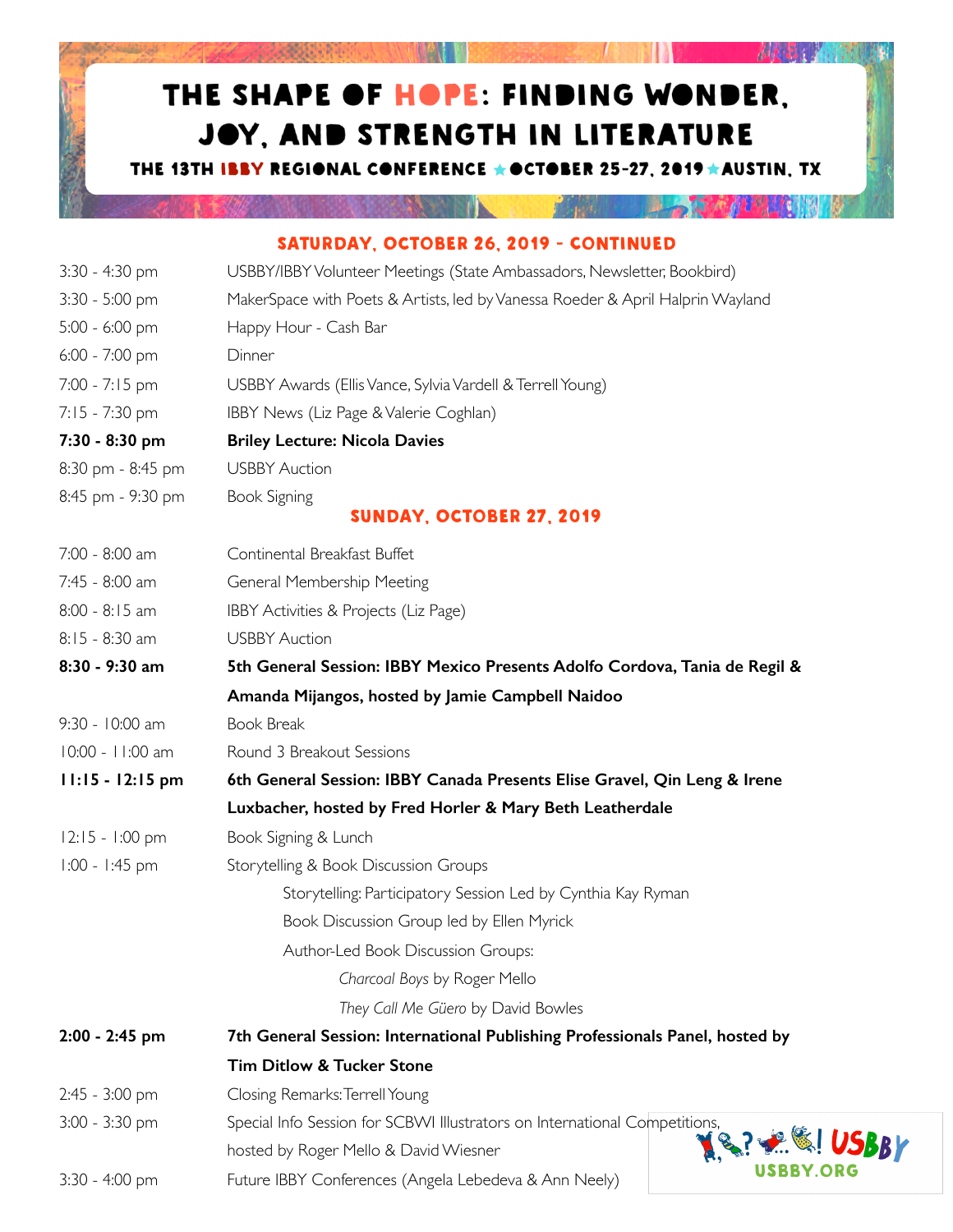# THE SHAPE OF HOPE: FINDING WONDER, JOY, AND STRENGTH IN LITERATURE

THE 13TH IBBY REGIONAL CONFERENCE ★ OCTOBER 25-27, 2019 ★ AUSTIN, TX

## SATURDAY, OCTOBER 26, 2019 - CONTINUED

| | |
|---|---|
| 3:30 - 4:30 pm | USBBY/IBBY Volunteer Meetings (State Ambassadors, Newsletter, Bookbird) |
| 3:30 - 5:00 pm | MakerSpace with Poets & Artists, led by Vanessa Roeder & April Halprin Wayland |
| 5:00 - 6:00 pm | Happy Hour - Cash Bar |
| 6:00 - 7:00 pm | Dinner |
| 7:00 - 7:15 pm | USBBY Awards (Ellis Vance, Sylvia Vardell & Terrell Young) |
| 7:15 - 7:30 pm | IBBY News (Liz Page & Valerie Coghlan) |
| **7:30 - 8:30 pm** | **Briley Lecture: Nicola Davies** |
| 8:30 pm - 8:45 pm | USBBY Auction |
| 8:45 pm - 9:30 pm | Book Signing |

## SUNDAY, OCTOBER 27, 2019

| | |
|---|---|
| 7:00 - 8:00 am | Continental Breakfast Buffet |
| 7:45 - 8:00 am | General Membership Meeting |
| 8:00 - 8:15 am | IBBY Activities & Projects (Liz Page) |
| 8:15 - 8:30 am | USBBY Auction |
| **8:30 - 9:30 am** | **5th General Session: IBBY Mexico Presents Adolfo Cordova, Tania de Regil & Amanda Mijangos, hosted by Jamie Campbell Naidoo** |
| 9:30 - 10:00 am | Book Break |
| 10:00 - 11:00 am | Round 3 Breakout Sessions |
| **11:15 - 12:15 pm** | **6th General Session: IBBY Canada Presents Elise Gravel, Qin Leng & Irene Luxbacher, hosted by Fred Horler & Mary Beth Leatherdale** |
| 12:15 - 1:00 pm | Book Signing & Lunch |
| 1:00 - 1:45 pm | Storytelling & Book Discussion Groups |

- Storytelling: Participatory Session Led by Cynthia Kay Ryman
- Book Discussion Group led by Ellen Myrick
- Author-Led Book Discussion Groups:
  - *Charcoal Boys* by Roger Mello
  - *They Call Me Güero* by David Bowles

| | |
|---|---|
| **2:00 - 2:45 pm** | **7th General Session: International Publishing Professionals Panel, hosted by Tim Ditlow & Tucker Stone** |
| 2:45 - 3:00 pm | Closing Remarks: Terrell Young |
| 3:00 - 3:30 pm | Special Info Session for SCBWI Illustrators on International Competitions, hosted by Roger Mello & David Wiesner |
| 3:30 - 4:00 pm | Future IBBY Conferences (Angela Lebedeva & Ann Neely) |

USBBY
USBBY.ORG